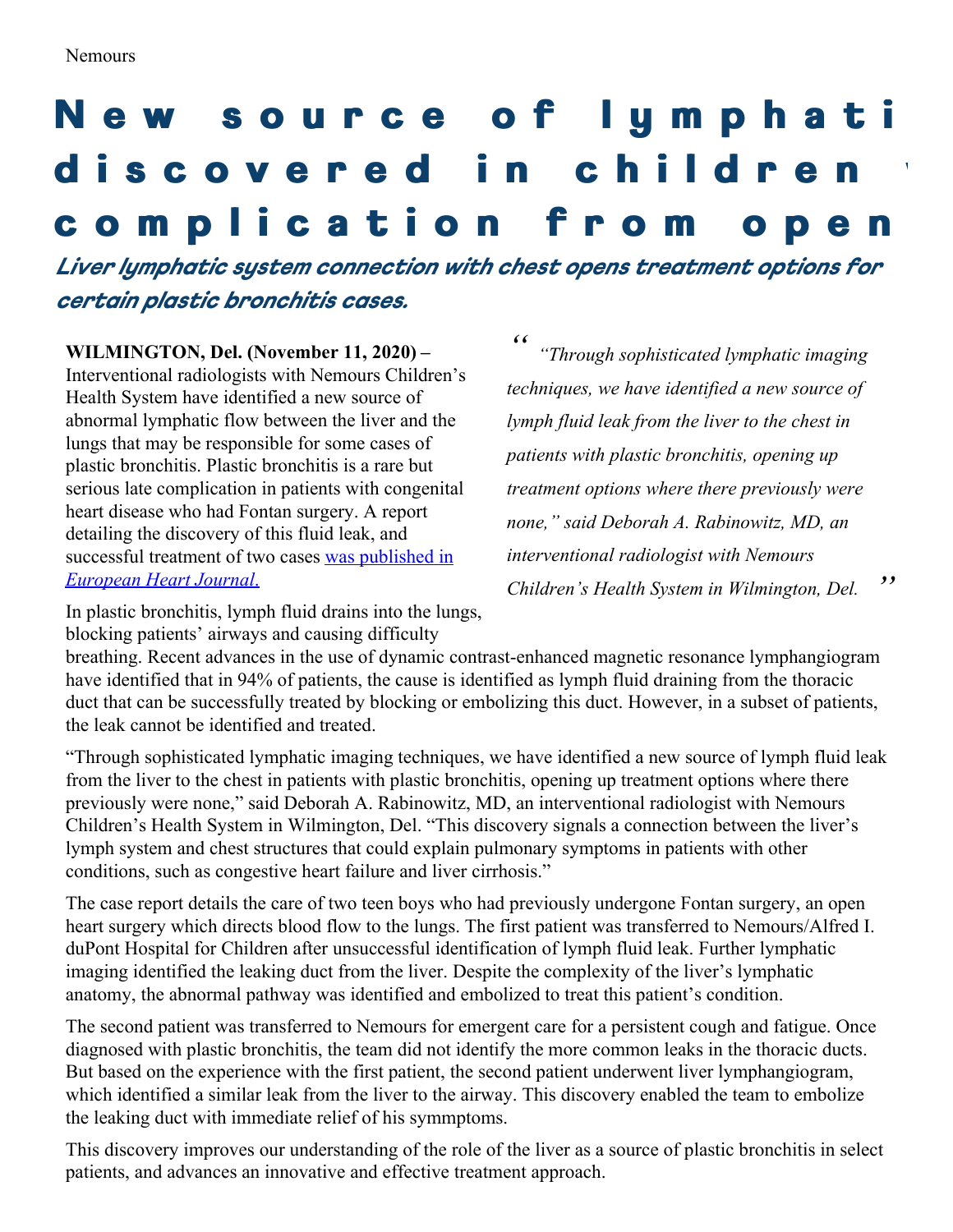Nemours

# New source of lymphati discovered in children complication from open

## *Liver lymphatic system connection with chest opens treatment options for certain plastic bronchitis cases.*

**WILMINGTON, Del. (November 11, 2020) –** Interventional radiologists with Nemours Children's Health System have identified a new source of abnormal lymphatic flow between the liver and the lungs that may be responsible for some cases of plastic bronchitis. Plastic bronchitis is a rare but serious late complication in patients with congenital heart disease who had Fontan surgery. A report detailing the discovery of this fluid leak, and successful treatment of two cases [was published in *European Heart Journal.*]()

> *"Through sophisticated lymphatic imaging techniques, we have identified a new source of lymph fluid leak from the liver to the chest in patients with plastic bronchitis, opening up treatment options where there previously were none," said Deborah A. Rabinowitz, MD, an interventional radiologist with Nemours Children's Health System in Wilmington, Del.*

In plastic bronchitis, lymph fluid drains into the lungs, blocking patients' airways and causing difficulty breathing. Recent advances in the use of dynamic contrast-enhanced magnetic resonance lymphangiogram have identified that in 94% of patients, the cause is identified as lymph fluid draining from the thoracic duct that can be successfully treated by blocking or embolizing this duct. However, in a subset of patients, the leak cannot be identified and treated.

"Through sophisticated lymphatic imaging techniques, we have identified a new source of lymph fluid leak from the liver to the chest in patients with plastic bronchitis, opening up treatment options where there previously were none," said Deborah A. Rabinowitz, MD, an interventional radiologist with Nemours Children's Health System in Wilmington, Del. "This discovery signals a connection between the liver's lymph system and chest structures that could explain pulmonary symptoms in patients with other conditions, such as congestive heart failure and liver cirrhosis."

The case report details the care of two teen boys who had previously undergone Fontan surgery, an open heart surgery which directs blood flow to the lungs. The first patient was transferred to Nemours/Alfred I. duPont Hospital for Children after unsuccessful identification of lymph fluid leak. Further lymphatic imaging identified the leaking duct from the liver. Despite the complexity of the liver's lymphatic anatomy, the abnormal pathway was identified and embolized to treat this patient's condition.

The second patient was transferred to Nemours for emergent care for a persistent cough and fatigue. Once diagnosed with plastic bronchitis, the team did not identify the more common leaks in the thoracic ducts. But based on the experience with the first patient, the second patient underwent liver lymphangiogram, which identified a similar leak from the liver to the airway. This discovery enabled the team to embolize the leaking duct with immediate relief of his symmptoms.

This discovery improves our understanding of the role of the liver as a source of plastic bronchitis in select patients, and advances an innovative and effective treatment approach.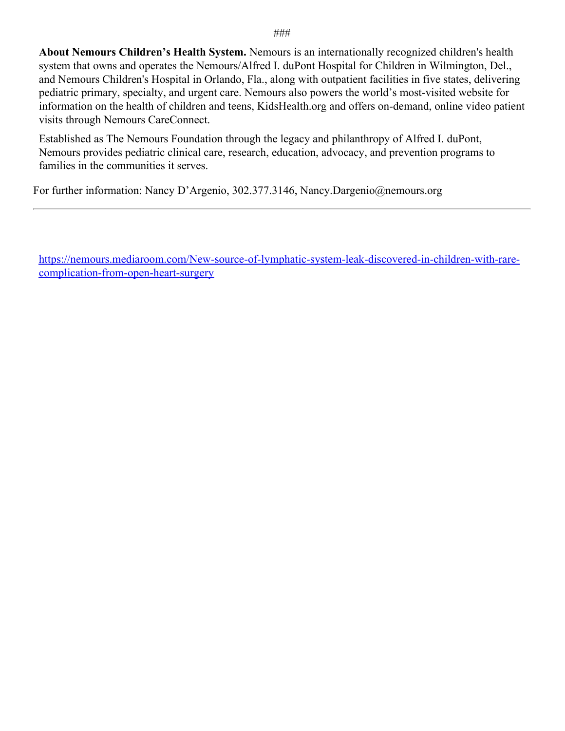###

**About Nemours Children's Health System.** Nemours is an internationally recognized children's health system that owns and operates the Nemours/Alfred I. duPont Hospital for Children in Wilmington, Del., and Nemours Children's Hospital in Orlando, Fla., along with outpatient facilities in five states, delivering pediatric primary, specialty, and urgent care. Nemours also powers the world's most-visited website for information on the health of children and teens, KidsHealth.org and offers on-demand, online video patient visits through Nemours CareConnect.

Established as The Nemours Foundation through the legacy and philanthropy of Alfred I. duPont, Nemours provides pediatric clinical care, research, education, advocacy, and prevention programs to families in the communities it serves.

For further information: Nancy D'Argenio, 302.377.3146, Nancy.Dargenio@nemours.org

---

https://nemours.mediaroom.com/New-source-of-lymphatic-system-leak-discovered-in-children-with-rare-complication-from-open-heart-surgery